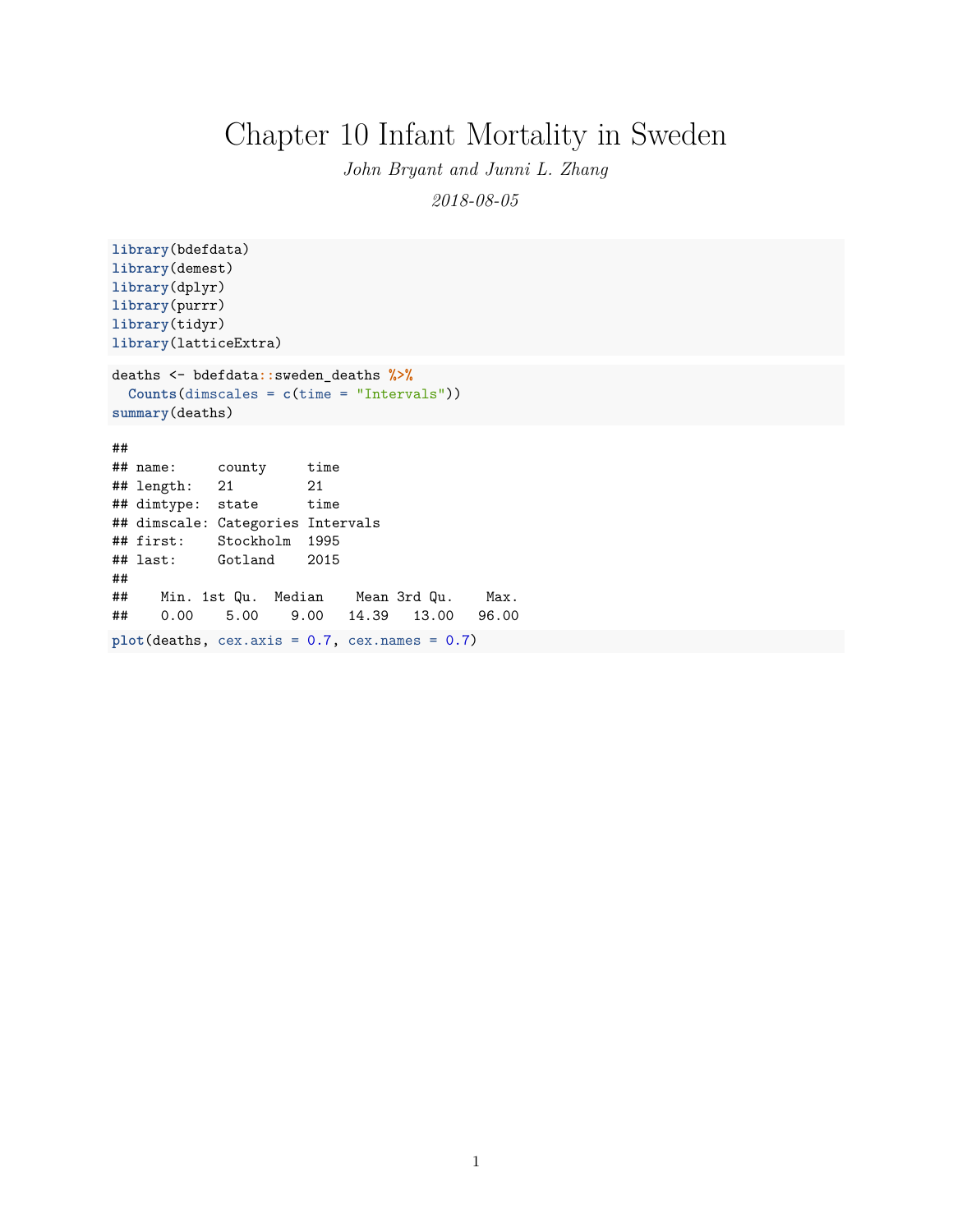# Chapter 10 Infant Mortality in Sweden

*John Bryant and Junni L. Zhang*

*2018-08-05*

```
library(bdefdata)
library(demest)
library(dplyr)
library(purrr)
library(tidyr)
library(latticeExtra)
```

```
deaths <- bdefdata::sweden_deaths %>%
  Counts(dimscales = c(time = "Intervals"))
summary(deaths)
```

```
##
## name:     county     time
## length:   21         21
## dimtype:  state      time
## dimscale: Categories Intervals
## first:    Stockholm  1995
## last:     Gotland    2015
##
##    Min. 1st Qu.  Median    Mean 3rd Qu.    Max.
##    0.00    5.00    9.00   14.39   13.00   96.00
```

```
plot(deaths, cex.axis = 0.7, cex.names = 0.7)
```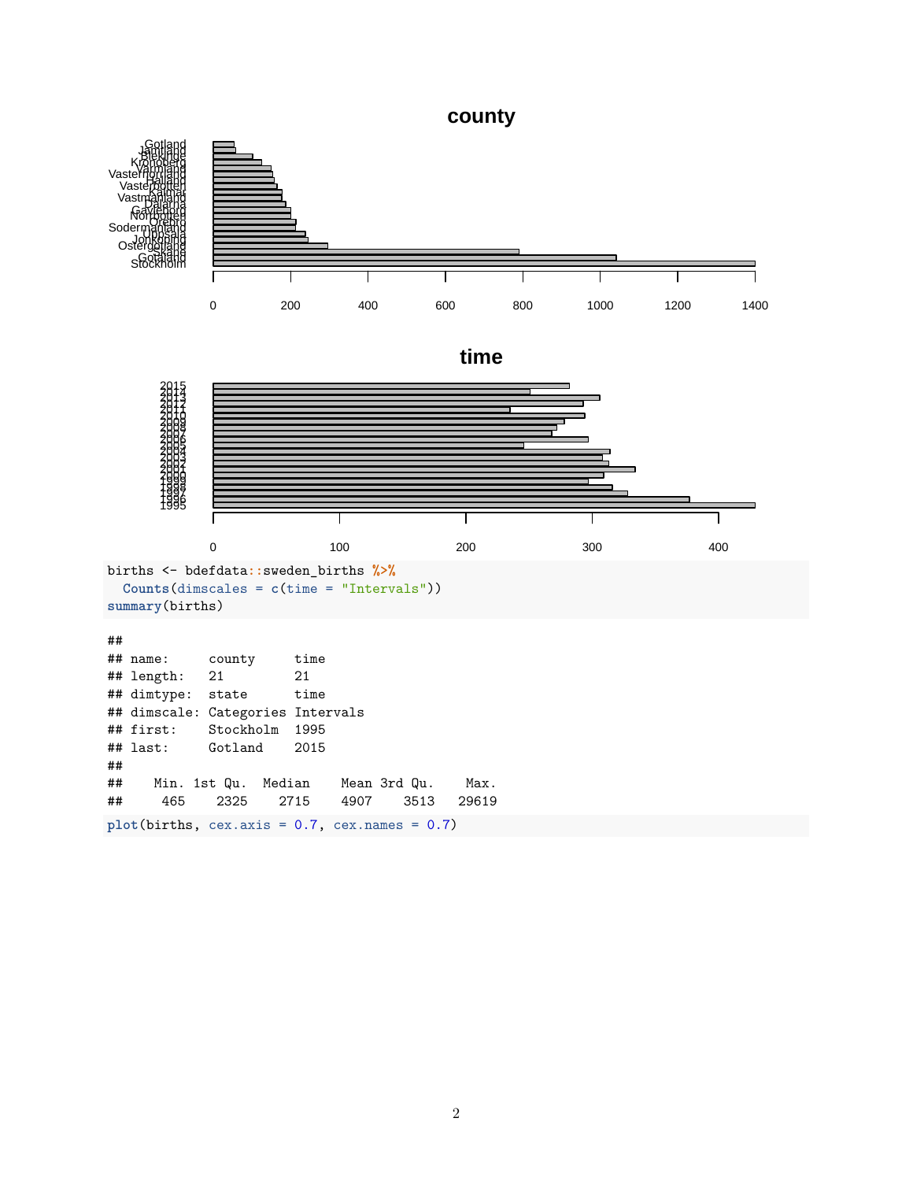```
births <- bdefdata::sweden_births %>%
  Counts(dimscales = c(time = "Intervals"))
summary(births)
```

```
##
## name:      county     time
## length:    21         21
## dimtype:   state      time
## dimscale:  Categories Intervals
## first:     Stockholm  1995
## last:      Gotland    2015
##
##    Min. 1st Qu.  Median    Mean 3rd Qu.    Max.
##     465    2325    2715    4907    3513   29619
```

```
plot(births, cex.axis = 0.7, cex.names = 0.7)
```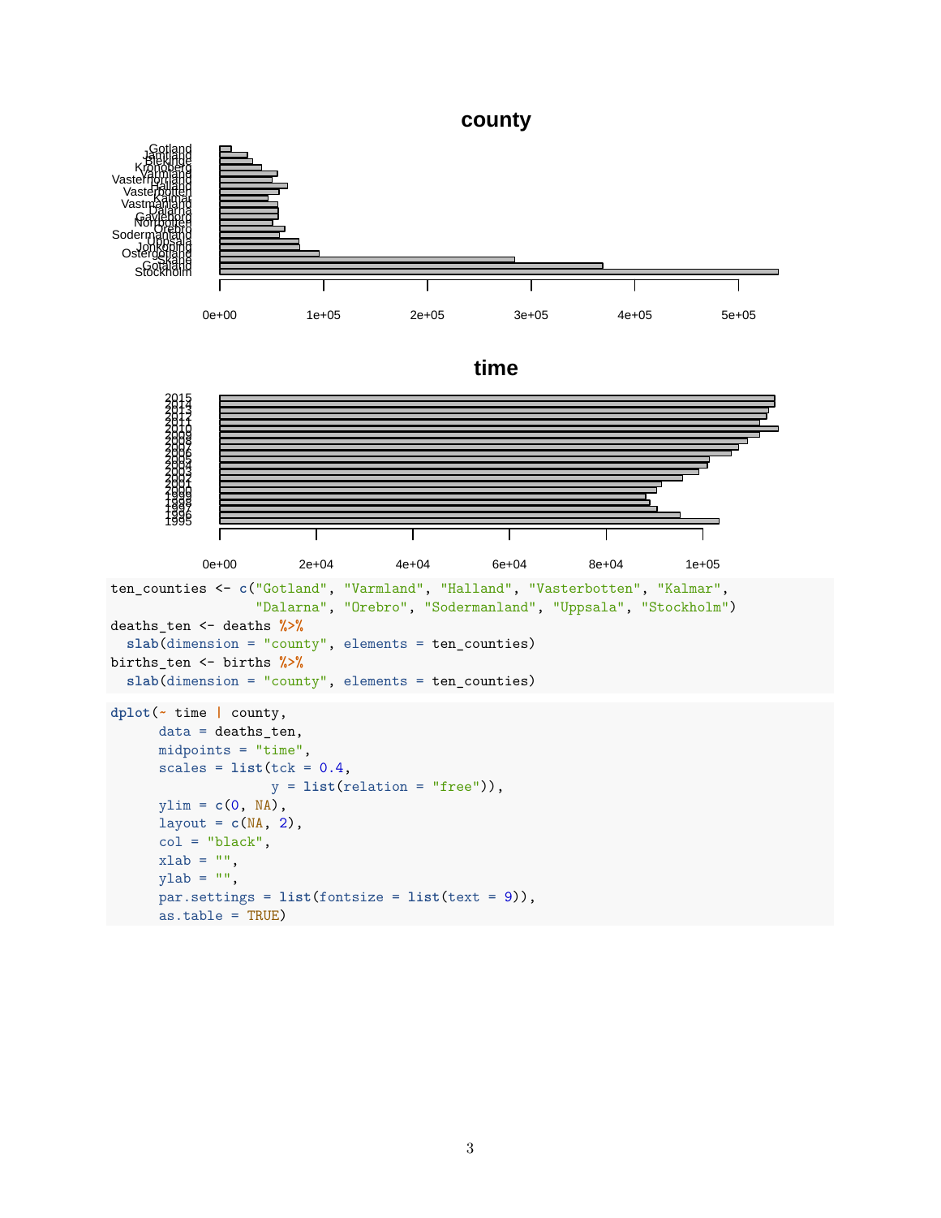```
ten_counties <- c("Gotland", "Varmland", "Halland", "Vasterbotten", "Kalmar",
                  "Dalarna", "Orebro", "Sodermanland", "Uppsala", "Stockholm")
deaths_ten <- deaths %>%
  slab(dimension = "county", elements = ten_counties)
births_ten <- births %>%
  slab(dimension = "county", elements = ten_counties)
```

```
dplot(~ time | county,
      data = deaths_ten,
      midpoints = "time",
      scales = list(tck = 0.4,
                    y = list(relation = "free")),
      ylim = c(0, NA),
      layout = c(NA, 2),
      col = "black",
      xlab = "",
      ylab = "",
      par.settings = list(fontsize = list(text = 9)),
      as.table = TRUE)
```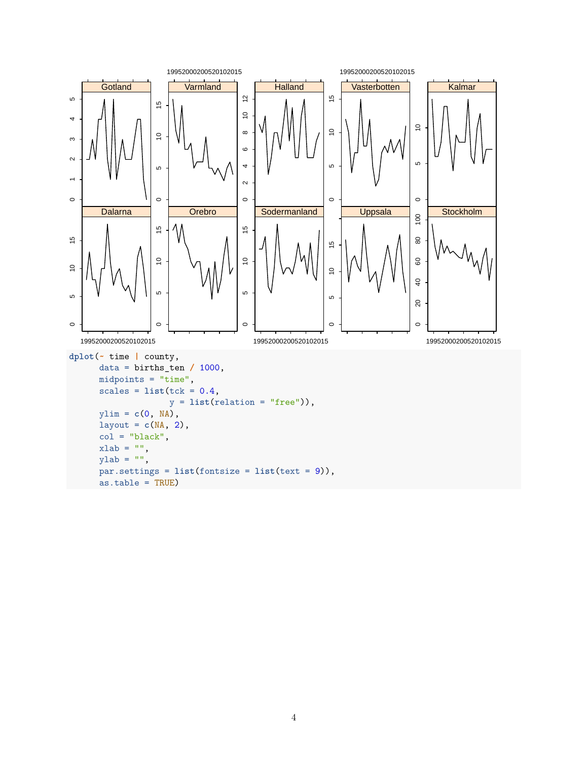```r
dplot(~ time | county,
      data = births_ten / 1000,
      midpoints = "time",
      scales = list(tck = 0.4,
                    y = list(relation = "free")),
      ylim = c(0, NA),
      layout = c(NA, 2),
      col = "black",
      xlab = "",
      ylab = "",
      par.settings = list(fontsize = list(text = 9)),
      as.table = TRUE)
```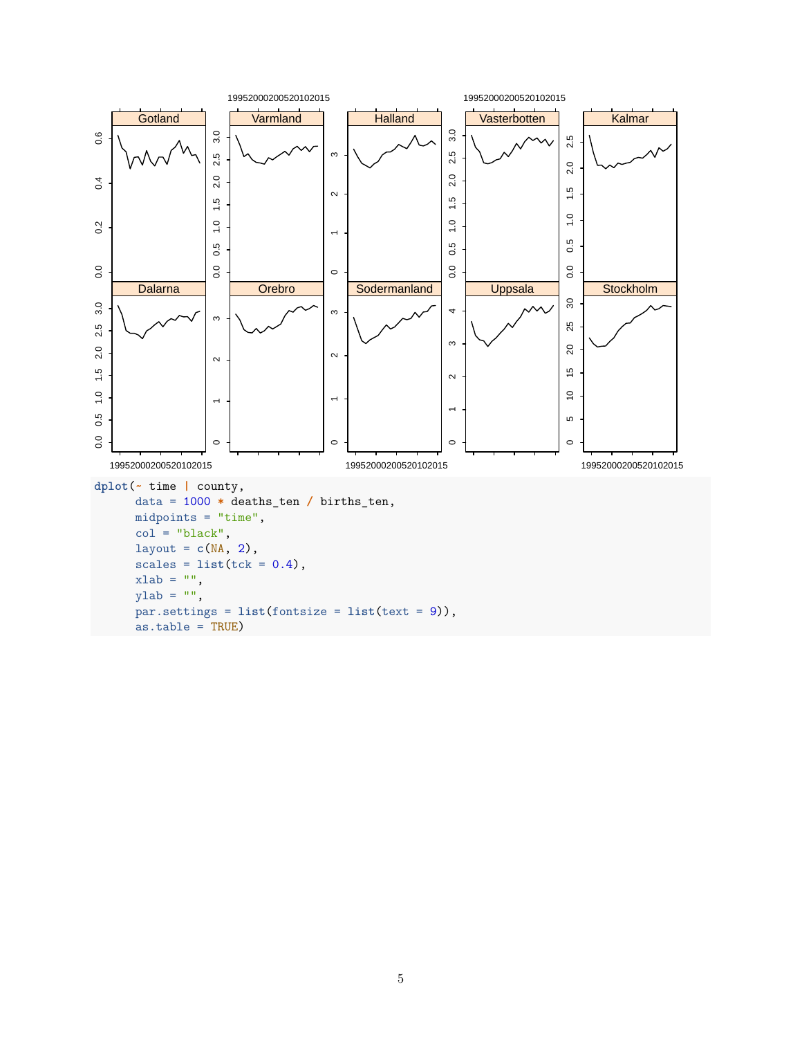```
dplot(~ time | county,
      data = 1000 * deaths_ten / births_ten,
      midpoints = "time",
      col = "black",
      layout = c(NA, 2),
      scales = list(tck = 0.4),
      xlab = "",
      ylab = "",
      par.settings = list(fontsize = list(text = 9)),
      as.table = TRUE)
```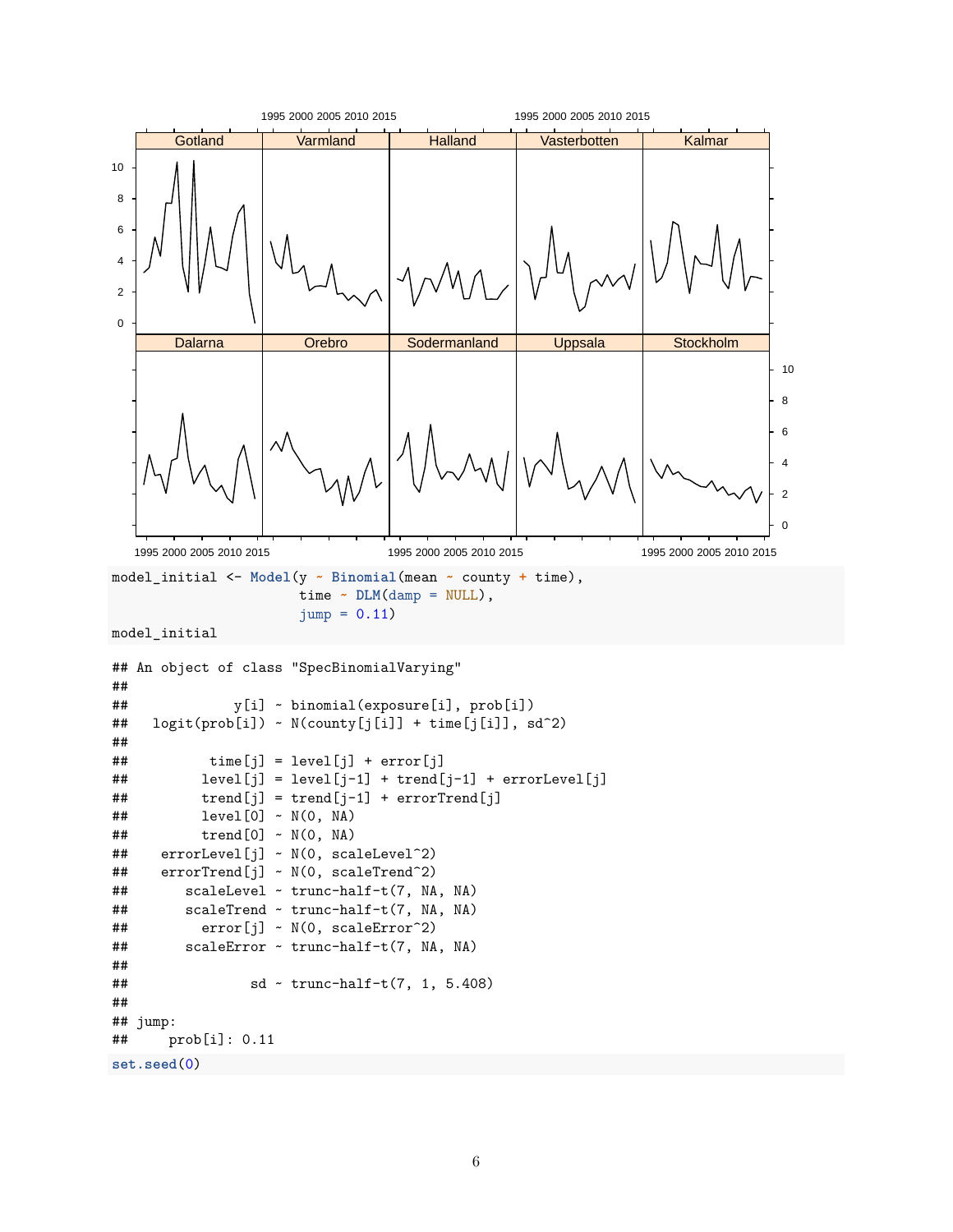```r
model_initial <- Model(y ~ Binomial(mean ~ county + time),
                       time ~ DLM(damp = NULL),
                       jump = 0.11)
model_initial
```

```
## An object of class "SpecBinomialVarying"
##
##             y[i] ~ binomial(exposure[i], prob[i])
##    logit(prob[i]) ~ N(county[j[i]] + time[j[i]], sd^2)
##
##          time[j] = level[j] + error[j]
##         level[j] = level[j-1] + trend[j-1] + errorLevel[j]
##         trend[j] = trend[j-1] + errorTrend[j]
##         level[0] ~ N(0, NA)
##         trend[0] ~ N(0, NA)
##     errorLevel[j] ~ N(0, scaleLevel^2)
##     errorTrend[j] ~ N(0, scaleTrend^2)
##       scaleLevel ~ trunc-half-t(7, NA, NA)
##       scaleTrend ~ trunc-half-t(7, NA, NA)
##         error[j] ~ N(0, scaleError^2)
##       scaleError ~ trunc-half-t(7, NA, NA)
##
##               sd ~ trunc-half-t(7, 1, 5.408)
##
## jump:
##     prob[i]: 0.11
```

```r
set.seed(0)
```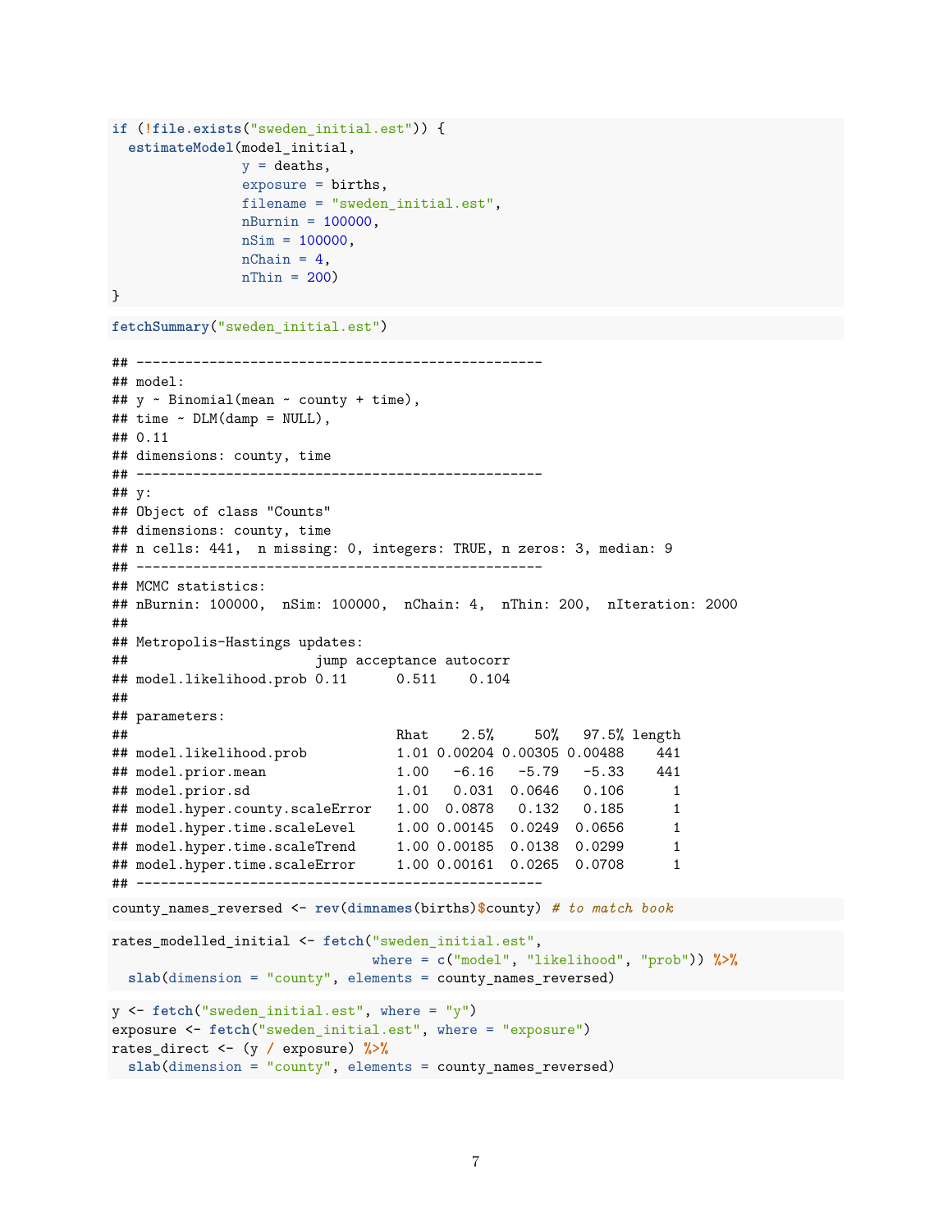```r
if (!file.exists("sweden_initial.est")) {
  estimateModel(model_initial,
                y = deaths,
                exposure = births,
                filename = "sweden_initial.est",
                nBurnin = 100000,
                nSim = 100000,
                nChain = 4,
                nThin = 200)
}
```

```r
fetchSummary("sweden_initial.est")
```

```
## --------------------------------------------------
## model:
## y ~ Binomial(mean ~ county + time),
## time ~ DLM(damp = NULL),
## 0.11
## dimensions: county, time
## --------------------------------------------------
## y:
## Object of class "Counts"
## dimensions: county, time
## n cells: 441,  n missing: 0, integers: TRUE, n zeros: 3, median: 9
## --------------------------------------------------
## MCMC statistics:
## nBurnin: 100000,  nSim: 100000,  nChain: 4,  nThin: 200,  nIteration: 2000
##
## Metropolis-Hastings updates:
##                        jump acceptance autocorr
## model.likelihood.prob 0.11      0.511    0.104
##
## parameters:
##                                 Rhat    2.5%     50%   97.5% length
## model.likelihood.prob           1.01 0.00204 0.00305 0.00488    441
## model.prior.mean                1.00   -6.16   -5.79   -5.33    441
## model.prior.sd                  1.01   0.031  0.0646   0.106      1
## model.hyper.county.scaleError   1.00  0.0878   0.132   0.185      1
## model.hyper.time.scaleLevel     1.00 0.00145  0.0249  0.0656      1
## model.hyper.time.scaleTrend     1.00 0.00185  0.0138  0.0299      1
## model.hyper.time.scaleError     1.00 0.00161  0.0265  0.0708      1
## --------------------------------------------------
```

```r
county_names_reversed <- rev(dimnames(births)$county) # to match book
```

```r
rates_modelled_initial <- fetch("sweden_initial.est",
                                where = c("model", "likelihood", "prob")) %>%
  slab(dimension = "county", elements = county_names_reversed)
```

```r
y <- fetch("sweden_initial.est", where = "y")
exposure <- fetch("sweden_initial.est", where = "exposure")
rates_direct <- (y / exposure) %>%
  slab(dimension = "county", elements = county_names_reversed)
```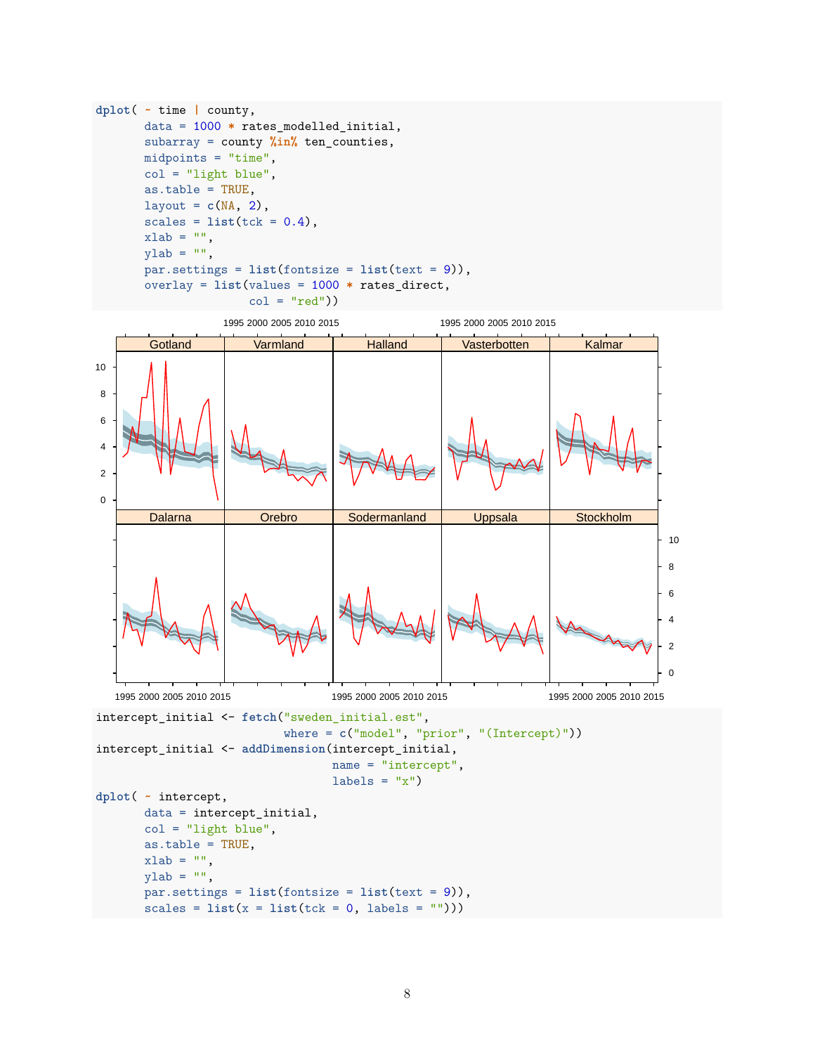```r
dplot( ~ time | county,
       data = 1000 * rates_modelled_initial,
       subarray = county %in% ten_counties,
       midpoints = "time",
       col = "light blue",
       as.table = TRUE,
       layout = c(NA, 2),
       scales = list(tck = 0.4),
       xlab = "",
       ylab = "",
       par.settings = list(fontsize = list(text = 9)),
       overlay = list(values = 1000 * rates_direct,
                      col = "red"))
```

```r
intercept_initial <- fetch("sweden_initial.est",
                           where = c("model", "prior", "(Intercept)"))
intercept_initial <- addDimension(intercept_initial,
                                  name = "intercept",
                                  labels = "x")
dplot( ~ intercept,
       data = intercept_initial,
       col = "light blue",
       as.table = TRUE,
       xlab = "",
       ylab = "",
       par.settings = list(fontsize = list(text = 9)),
       scales = list(x = list(tck = 0, labels = "")))
```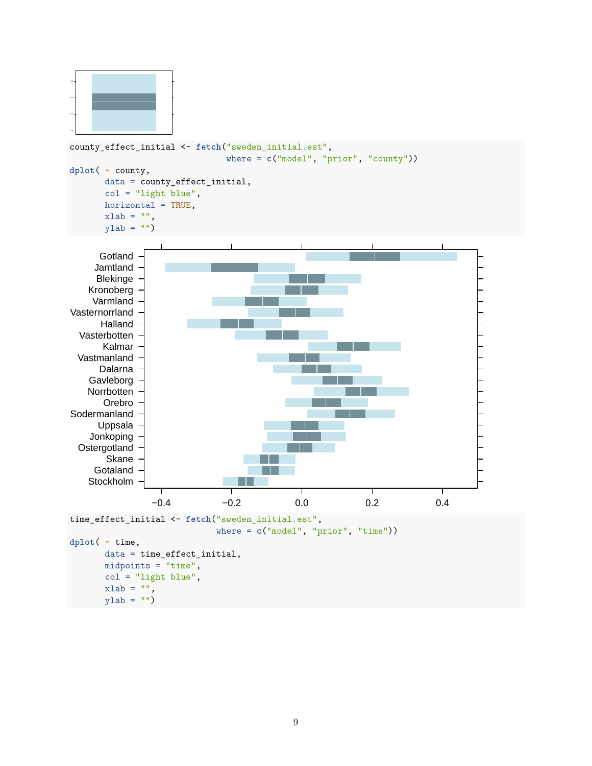```
county_effect_initial <- fetch("sweden_initial.est",
                               where = c("model", "prior", "county"))
dplot( ~ county,
      data = county_effect_initial,
      col = "light blue",
      horizontal = TRUE,
      xlab = "",
      ylab = "")
```

```
time_effect_initial <- fetch("sweden_initial.est",
                             where = c("model", "prior", "time"))
dplot( ~ time,
      data = time_effect_initial,
      midpoints = "time",
      col = "light blue",
      xlab = "",
      ylab = "")
```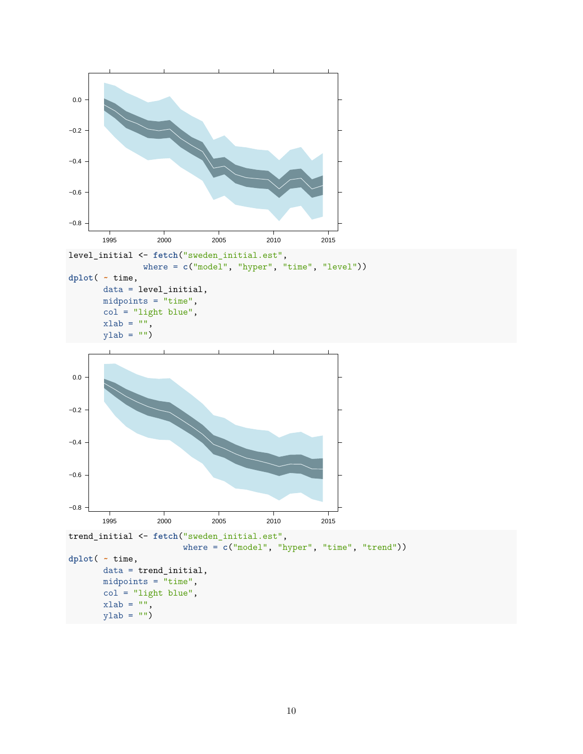```r
level_initial <- fetch("sweden_initial.est",
                       where = c("model", "hyper", "time", "level"))
dplot( ~ time,
       data = level_initial,
       midpoints = "time",
       col = "light blue",
       xlab = "",
       ylab = "")
```

```r
trend_initial <- fetch("sweden_initial.est",
                       where = c("model", "hyper", "time", "trend"))
dplot( ~ time,
       data = trend_initial,
       midpoints = "time",
       col = "light blue",
       xlab = "",
       ylab = "")
```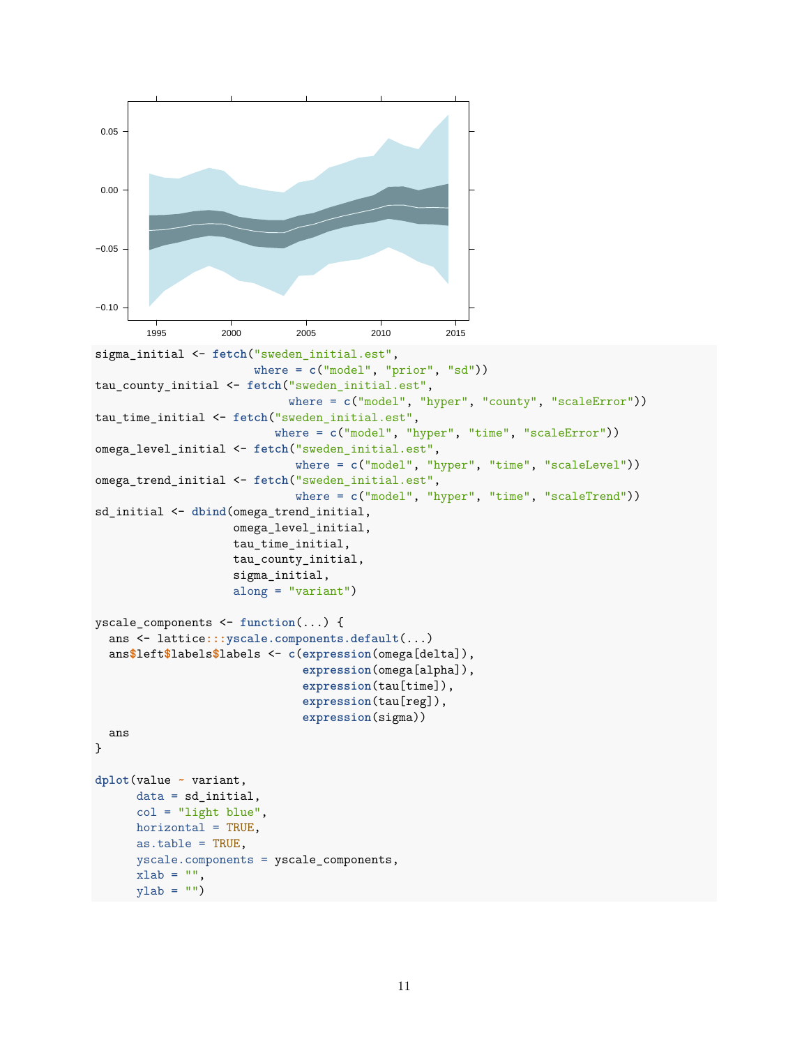```r
sigma_initial <- fetch("sweden_initial.est",
                       where = c("model", "prior", "sd"))
tau_county_initial <- fetch("sweden_initial.est",
                            where = c("model", "hyper", "county", "scaleError"))
tau_time_initial <- fetch("sweden_initial.est",
                          where = c("model", "hyper", "time", "scaleError"))
omega_level_initial <- fetch("sweden_initial.est",
                             where = c("model", "hyper", "time", "scaleLevel"))
omega_trend_initial <- fetch("sweden_initial.est",
                             where = c("model", "hyper", "time", "scaleTrend"))
sd_initial <- dbind(omega_trend_initial,
                    omega_level_initial,
                    tau_time_initial,
                    tau_county_initial,
                    sigma_initial,
                    along = "variant")

yscale_components <- function(...) {
  ans <- lattice:::yscale.components.default(...)
  ans$left$labels$labels <- c(expression(omega[delta]),
                              expression(omega[alpha]),
                              expression(tau[time]),
                              expression(tau[reg]),
                              expression(sigma))
  ans
}

dplot(value ~ variant,
      data = sd_initial,
      col = "light blue",
      horizontal = TRUE,
      as.table = TRUE,
      yscale.components = yscale_components,
      xlab = "",
      ylab = "")
```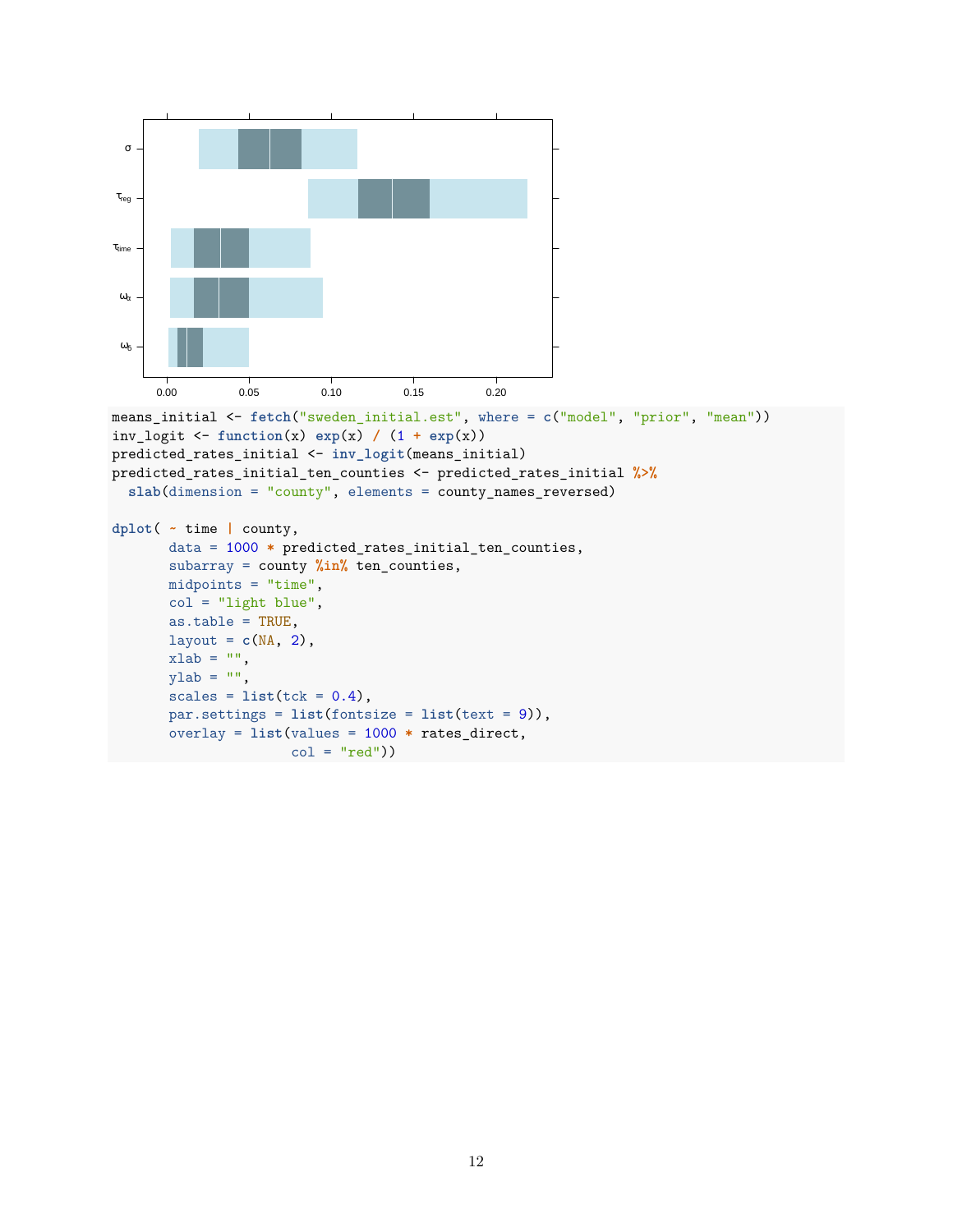```
means_initial <- fetch("sweden_initial.est", where = c("model", "prior", "mean"))
inv_logit <- function(x) exp(x) / (1 + exp(x))
predicted_rates_initial <- inv_logit(means_initial)
predicted_rates_initial_ten_counties <- predicted_rates_initial %>%
  slab(dimension = "county", elements = county_names_reversed)

dplot( ~ time | county,
       data = 1000 * predicted_rates_initial_ten_counties,
       subarray = county %in% ten_counties,
       midpoints = "time",
       col = "light blue",
       as.table = TRUE,
       layout = c(NA, 2),
       xlab = "",
       ylab = "",
       scales = list(tck = 0.4),
       par.settings = list(fontsize = list(text = 9)),
       overlay = list(values = 1000 * rates_direct,
                      col = "red"))
```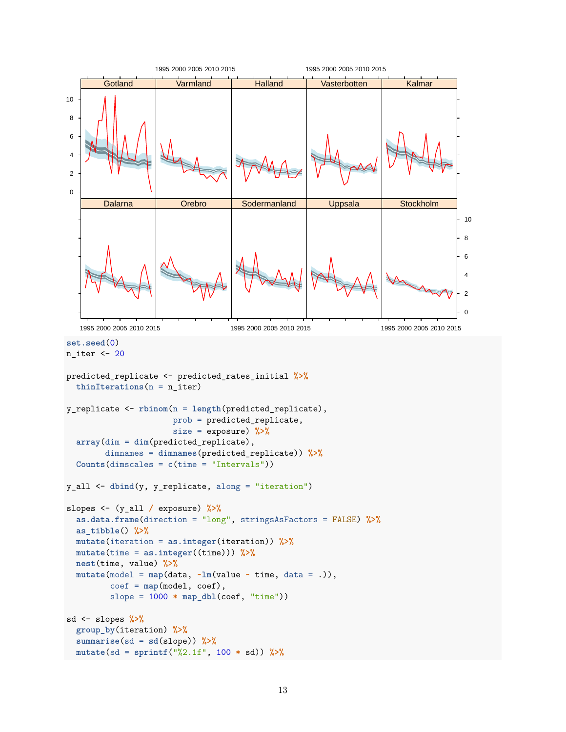```r
set.seed(0)
n_iter <- 20

predicted_replicate <- predicted_rates_initial %>%
  thinIterations(n = n_iter)

y_replicate <- rbinom(n = length(predicted_replicate),
                      prob = predicted_replicate,
                      size = exposure) %>%
  array(dim = dim(predicted_replicate),
        dimnames = dimnames(predicted_replicate)) %>%
  Counts(dimscales = c(time = "Intervals"))

y_all <- dbind(y, y_replicate, along = "iteration")

slopes <- (y_all / exposure) %>%
  as.data.frame(direction = "long", stringsAsFactors = FALSE) %>%
  as_tibble() %>%
  mutate(iteration = as.integer(iteration)) %>%
  mutate(time = as.integer((time))) %>%
  nest(time, value) %>%
  mutate(model = map(data, ~lm(value ~ time, data = .)),
         coef = map(model, coef),
         slope = 1000 * map_dbl(coef, "time"))

sd <- slopes %>%
  group_by(iteration) %>%
  summarise(sd = sd(slope)) %>%
  mutate(sd = sprintf("%2.1f", 100 * sd)) %>%
```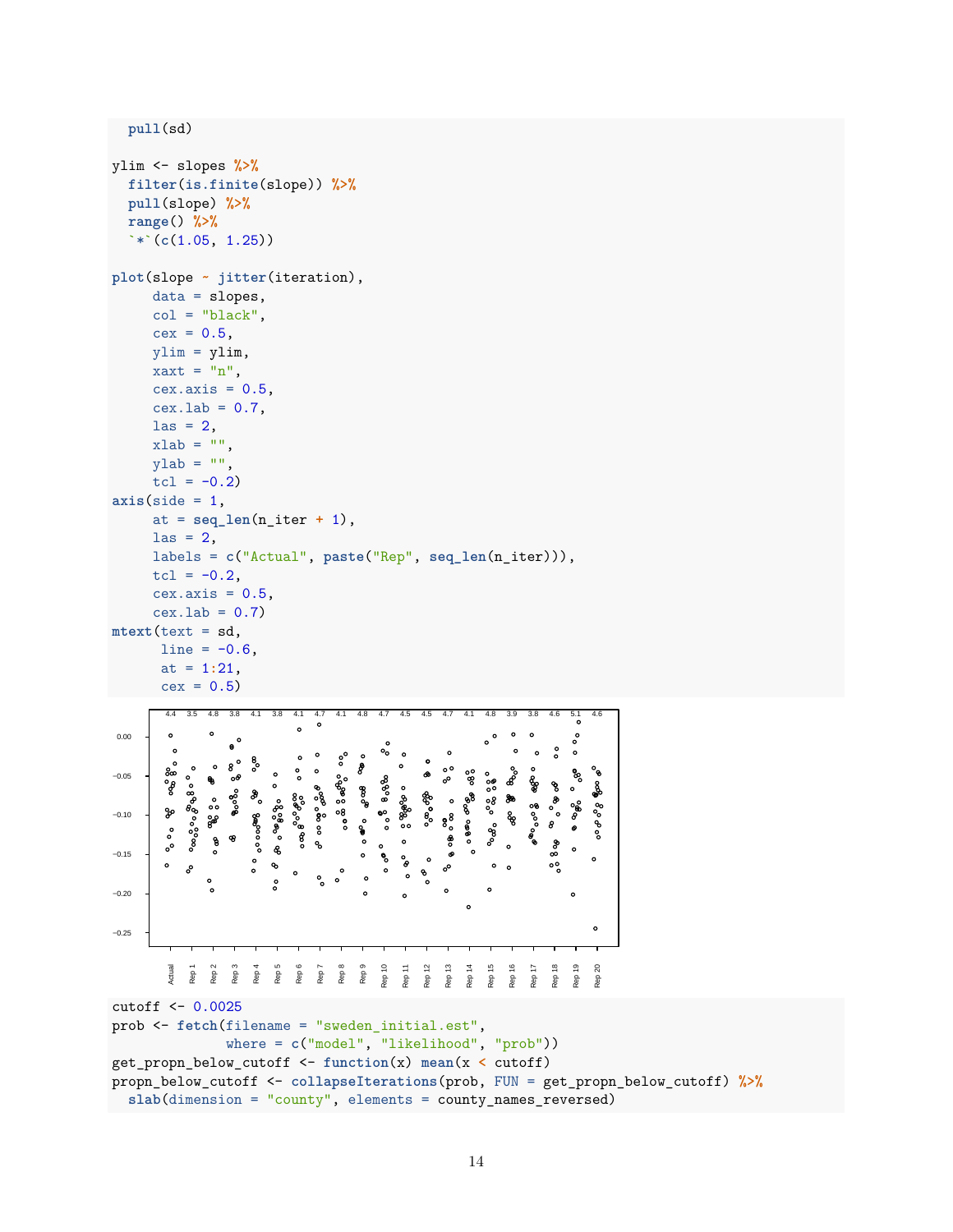```
  pull(sd)

ylim <- slopes %>%
  filter(is.finite(slope)) %>%
  pull(slope) %>%
  range() %>%
  `*`(c(1.05, 1.25))

plot(slope ~ jitter(iteration),
     data = slopes,
     col = "black",
     cex = 0.5,
     ylim = ylim,
     xaxt = "n",
     cex.axis = 0.5,
     cex.lab = 0.7,
     las = 2,
     xlab = "",
     ylab = "",
     tcl = -0.2)
axis(side = 1,
     at = seq_len(n_iter + 1),
     las = 2,
     labels = c("Actual", paste("Rep", seq_len(n_iter))),
     tcl = -0.2,
     cex.axis = 0.5,
     cex.lab = 0.7)
mtext(text = sd,
      line = -0.6,
      at = 1:21,
      cex = 0.5)
```

```
cutoff <- 0.0025
prob <- fetch(filename = "sweden_initial.est",
              where = c("model", "likelihood", "prob"))
get_propn_below_cutoff <- function(x) mean(x < cutoff)
propn_below_cutoff <- collapseIterations(prob, FUN = get_propn_below_cutoff) %>%
  slab(dimension = "county", elements = county_names_reversed)
```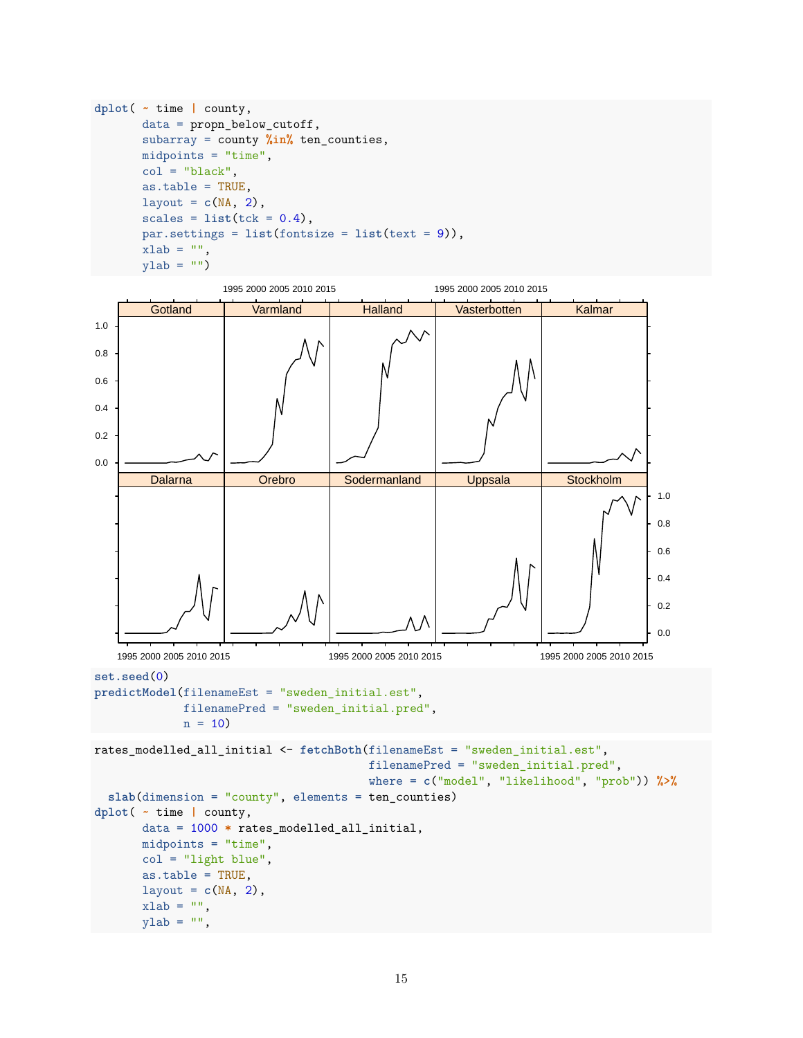```
dplot( ~ time | county,
       data = propn_below_cutoff,
       subarray = county %in% ten_counties,
       midpoints = "time",
       col = "black",
       as.table = TRUE,
       layout = c(NA, 2),
       scales = list(tck = 0.4),
       par.settings = list(fontsize = list(text = 9)),
       xlab = "",
       ylab = "")
```

```
set.seed(0)
predictModel(filenameEst = "sweden_initial.est",
             filenamePred = "sweden_initial.pred",
             n = 10)
```

```
rates_modelled_all_initial <- fetchBoth(filenameEst = "sweden_initial.est",
                                        filenamePred = "sweden_initial.pred",
                                        where = c("model", "likelihood", "prob")) %>%
  slab(dimension = "county", elements = ten_counties)
dplot( ~ time | county,
       data = 1000 * rates_modelled_all_initial,
       midpoints = "time",
       col = "light blue",
       as.table = TRUE,
       layout = c(NA, 2),
       xlab = "",
       ylab = "",
```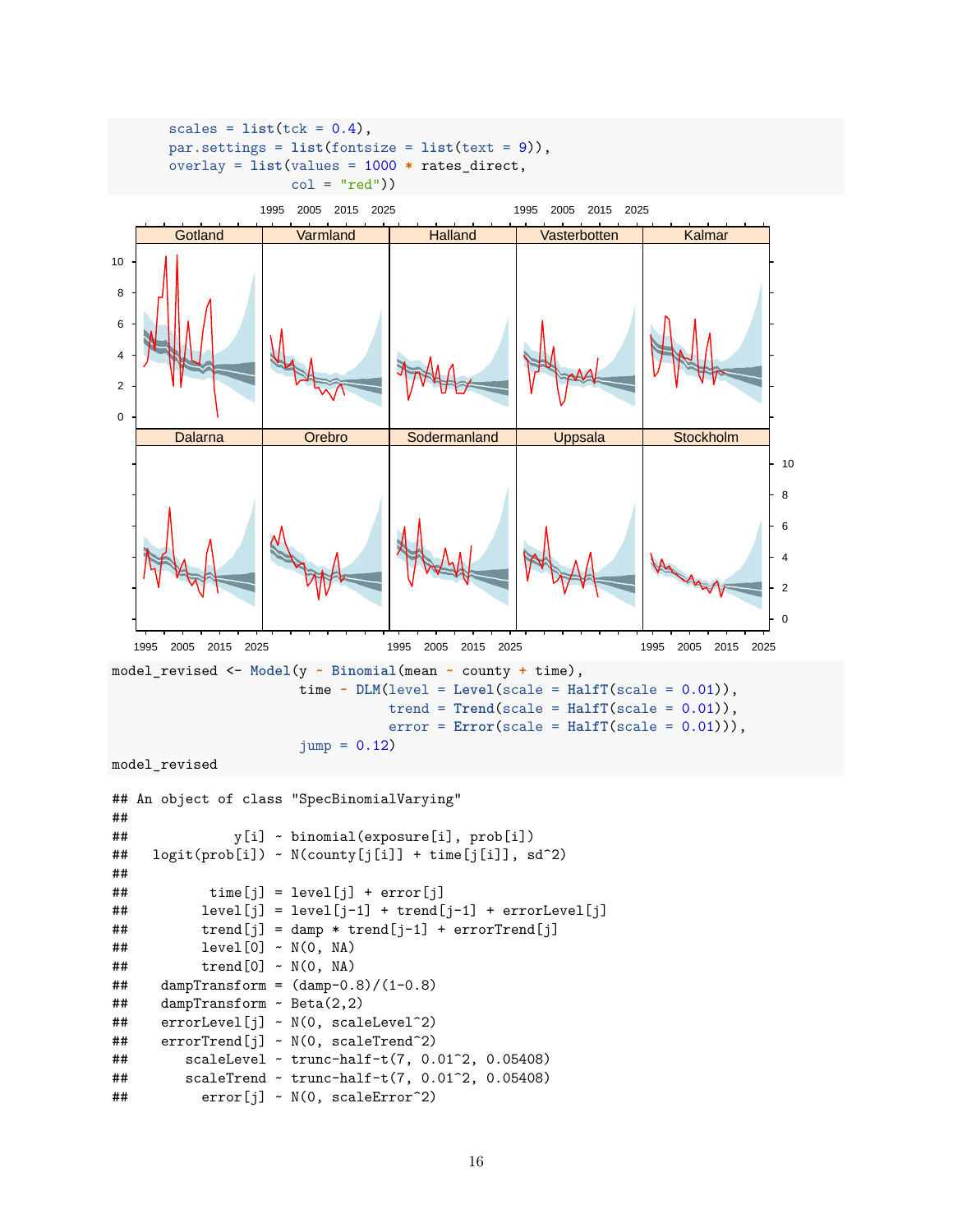```
       scales = list(tck = 0.4),
       par.settings = list(fontsize = list(text = 9)),
       overlay = list(values = 1000 * rates_direct,
                      col = "red"))
```

```
model_revised <- Model(y ~ Binomial(mean ~ county + time),
                       time ~ DLM(level = Level(scale = HalfT(scale = 0.01)),
                                  trend = Trend(scale = HalfT(scale = 0.01)),
                                  error = Error(scale = HalfT(scale = 0.01))),
                       jump = 0.12)
model_revised
```

```
## An object of class "SpecBinomialVarying"
##
##              y[i] ~ binomial(exposure[i], prob[i])
##    logit(prob[i]) ~ N(county[j[i]] + time[j[i]], sd^2)
##
##           time[j] = level[j] + error[j]
##          level[j] = level[j-1] + trend[j-1] + errorLevel[j]
##          trend[j] = damp * trend[j-1] + errorTrend[j]
##          level[0] ~ N(0, NA)
##          trend[0] ~ N(0, NA)
##     dampTransform = (damp-0.8)/(1-0.8)
##     dampTransform ~ Beta(2,2)
##     errorLevel[j] ~ N(0, scaleLevel^2)
##     errorTrend[j] ~ N(0, scaleTrend^2)
##        scaleLevel ~ trunc-half-t(7, 0.01^2, 0.05408)
##        scaleTrend ~ trunc-half-t(7, 0.01^2, 0.05408)
##          error[j] ~ N(0, scaleError^2)
```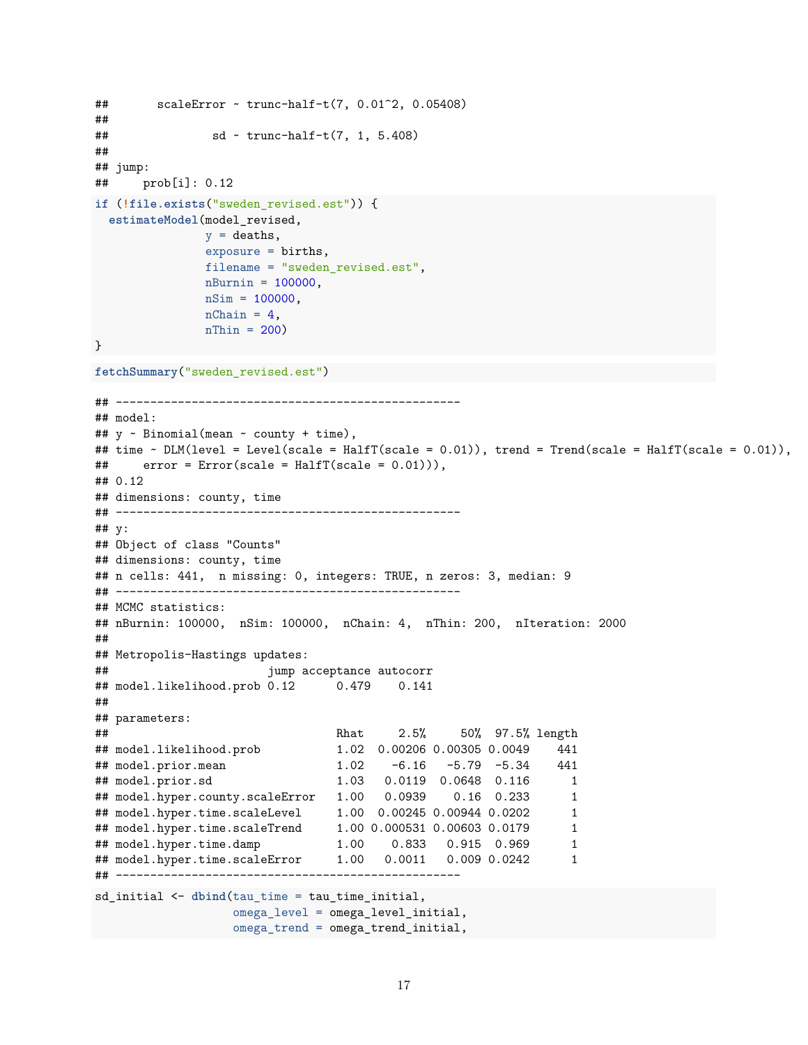```
##       scaleError ~ trunc-half-t(7, 0.01^2, 0.05408)
##
##               sd ~ trunc-half-t(7, 1, 5.408)
##
## jump:
##     prob[i]: 0.12
```

```
if (!file.exists("sweden_revised.est")) {
  estimateModel(model_revised,
                y = deaths,
                exposure = births,
                filename = "sweden_revised.est",
                nBurnin = 100000,
                nSim = 100000,
                nChain = 4,
                nThin = 200)
}
```

```
fetchSummary("sweden_revised.est")
```

```
## --------------------------------------------------
## model:
## y ~ Binomial(mean ~ county + time),
## time ~ DLM(level = Level(scale = HalfT(scale = 0.01)), trend = Trend(scale = HalfT(scale = 0.01)),
##     error = Error(scale = HalfT(scale = 0.01))),
## 0.12
## dimensions: county, time
## --------------------------------------------------
## y:
## Object of class "Counts"
## dimensions: county, time
## n cells: 441,  n missing: 0, integers: TRUE, n zeros: 3, median: 9
## --------------------------------------------------
## MCMC statistics:
## nBurnin: 100000,  nSim: 100000,  nChain: 4,  nThin: 200,  nIteration: 2000
##
## Metropolis-Hastings updates:
##                       jump acceptance autocorr
## model.likelihood.prob 0.12      0.479    0.141
##
## parameters:
##                                Rhat     2.5%     50%  97.5% length
## model.likelihood.prob           1.02  0.00206 0.00305 0.0049    441
## model.prior.mean                1.02    -6.16   -5.79  -5.34    441
## model.prior.sd                  1.03   0.0119  0.0648  0.116      1
## model.hyper.county.scaleError   1.00   0.0939    0.16  0.233      1
## model.hyper.time.scaleLevel     1.00  0.00245 0.00944 0.0202      1
## model.hyper.time.scaleTrend     1.00 0.000531 0.00603 0.0179      1
## model.hyper.time.damp           1.00    0.833   0.915  0.969      1
## model.hyper.time.scaleError     1.00   0.0011   0.009 0.0242      1
## --------------------------------------------------
```

```
sd_initial <- dbind(tau_time = tau_time_initial,
                    omega_level = omega_level_initial,
                    omega_trend = omega_trend_initial,
```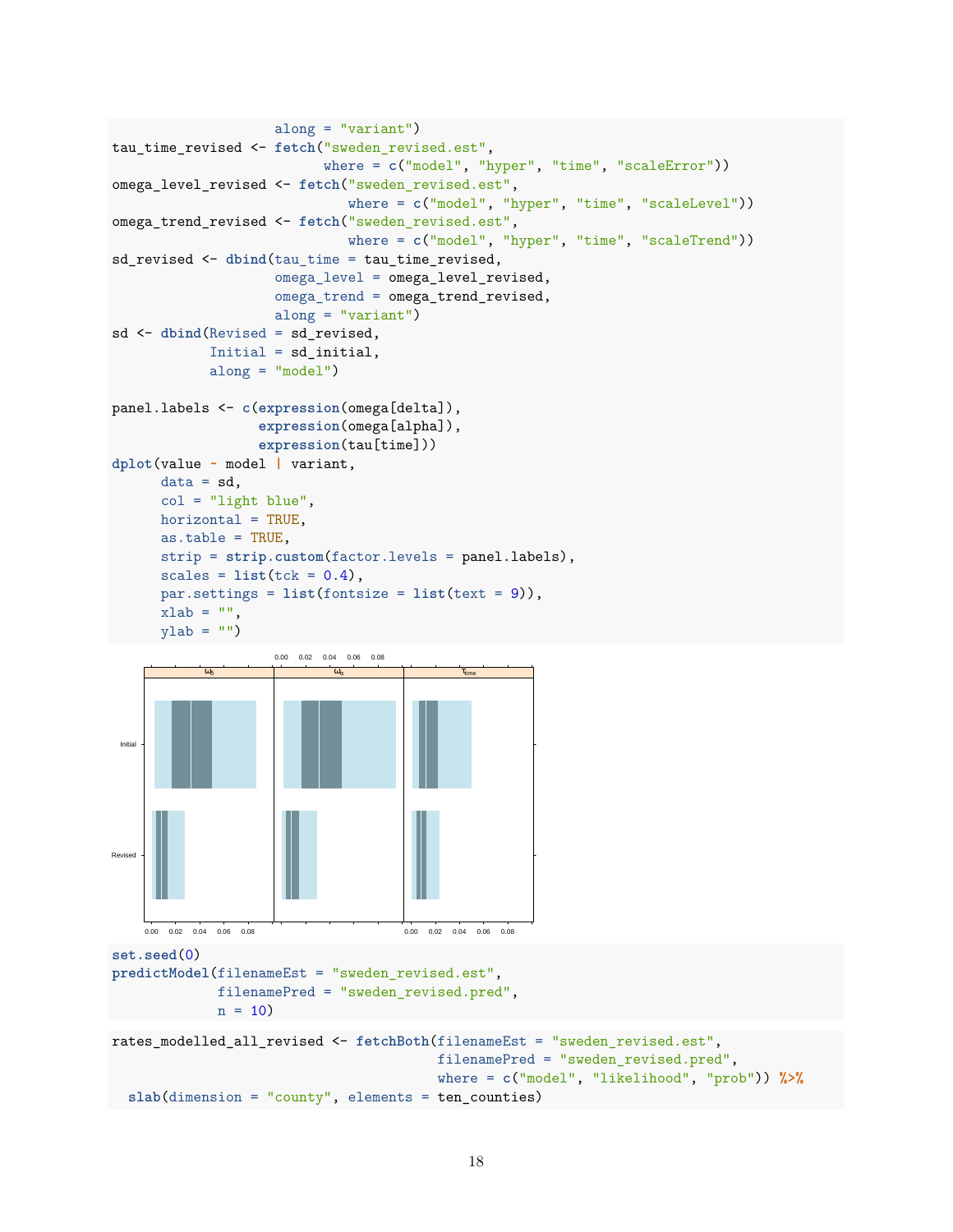```
                         along = "variant")
tau_time_revised <- fetch("sweden_revised.est",
                          where = c("model", "hyper", "time", "scaleError"))
omega_level_revised <- fetch("sweden_revised.est",
                             where = c("model", "hyper", "time", "scaleLevel"))
omega_trend_revised <- fetch("sweden_revised.est",
                             where = c("model", "hyper", "time", "scaleTrend"))
sd_revised <- dbind(tau_time = tau_time_revised,
                    omega_level = omega_level_revised,
                    omega_trend = omega_trend_revised,
                    along = "variant")
sd <- dbind(Revised = sd_revised,
            Initial = sd_initial,
            along = "model")

panel.labels <- c(expression(omega[delta]),
                  expression(omega[alpha]),
                  expression(tau[time]))
dplot(value ~ model | variant,
      data = sd,
      col = "light blue",
      horizontal = TRUE,
      as.table = TRUE,
      strip = strip.custom(factor.levels = panel.labels),
      scales = list(tck = 0.4),
      par.settings = list(fontsize = list(text = 9)),
      xlab = "",
      ylab = "")
```

```
set.seed(0)
predictModel(filenameEst = "sweden_revised.est",
             filenamePred = "sweden_revised.pred",
             n = 10)
```

```
rates_modelled_all_revised <- fetchBoth(filenameEst = "sweden_revised.est",
                                        filenamePred = "sweden_revised.pred",
                                        where = c("model", "likelihood", "prob")) %>%
  slab(dimension = "county", elements = ten_counties)
```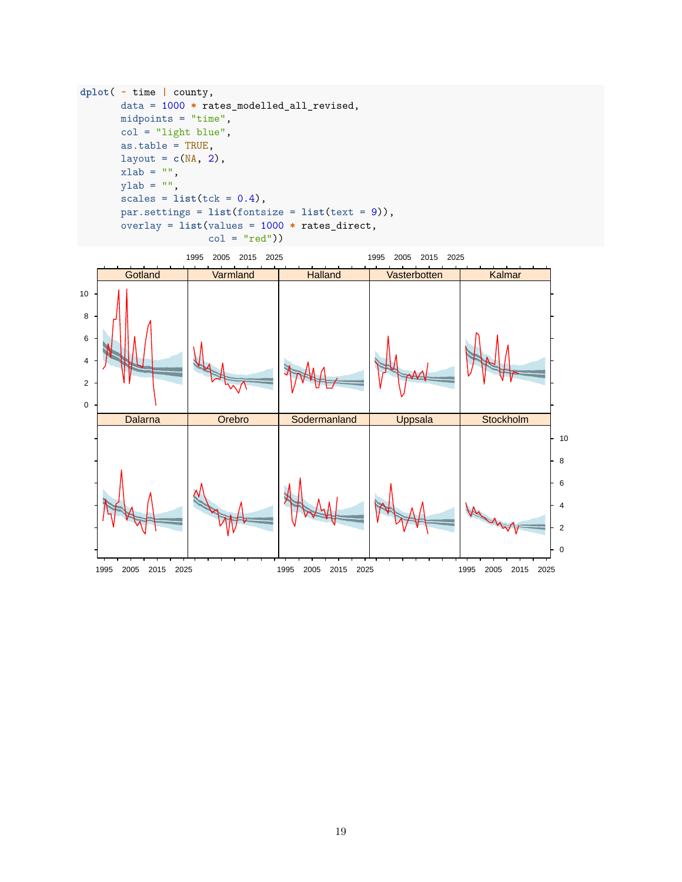```
dplot( ~ time | county,
       data = 1000 * rates_modelled_all_revised,
       midpoints = "time",
       col = "light blue",
       as.table = TRUE,
       layout = c(NA, 2),
       xlab = "",
       ylab = "",
       scales = list(tck = 0.4),
       par.settings = list(fontsize = list(text = 9)),
       overlay = list(values = 1000 * rates_direct,
                      col = "red"))
```

1995 2005 2015 2025
1995 2005 2015 2025

Gotland
Varmland
Halland
Vasterbotten
Kalmar

10
8
6
4
2
0

Dalarna
Orebro
Sodermanland
Uppsala
Stockholm

10
8
6
4
2
0

1995 2005 2015 2025
1995 2005 2015 2025
1995 2005 2015 2025